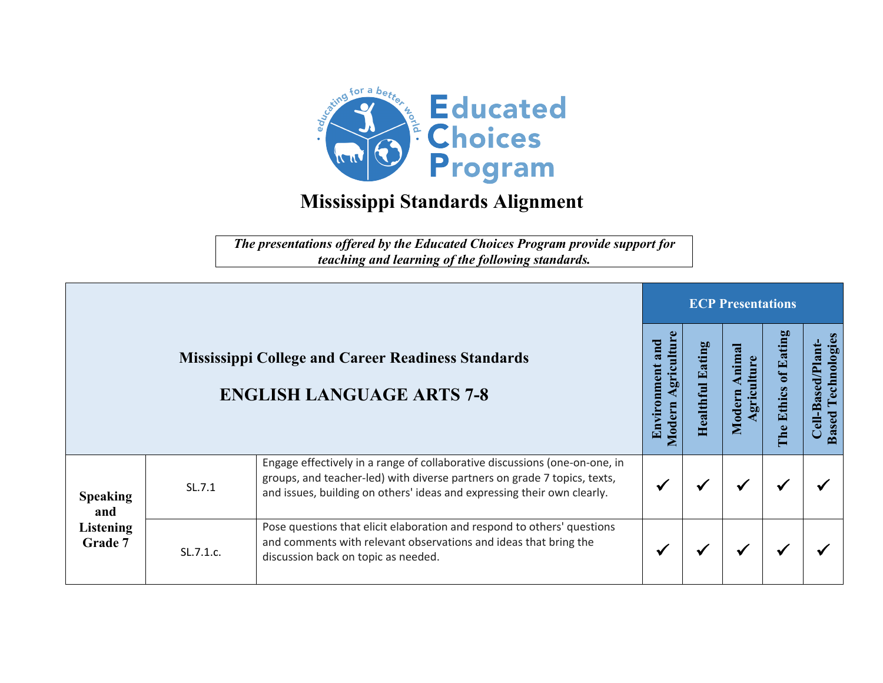# Educated Choices Program

## Mississippi Standards Alignment

*The presentations offered by the Educated Choices Program provide support for teaching and learning of the following standards.*

| Mississippi College and Career Readiness Standards<br><br>ENGLISH LANGUAGE ARTS 7-8 | | | ECP Presentations | | | | |
|---|---|---|---|---|---|---|---|
| | | | Environment and Modern Agriculture | Healthful Eating | Modern Animal Agriculture | The Ethics of Eating | Cell-Based/Plant-Based Technologies |
| Speaking and Listening Grade 7 | SL.7.1 | Engage effectively in a range of collaborative discussions (one-on-one, in groups, and teacher-led) with diverse partners on grade 7 topics, texts, and issues, building on others' ideas and expressing their own clearly. | ✓ | ✓ | ✓ | ✓ | ✓ |
| | SL.7.1.c. | Pose questions that elicit elaboration and respond to others' questions and comments with relevant observations and ideas that bring the discussion back on topic as needed. | ✓ | ✓ | ✓ | ✓ | ✓ |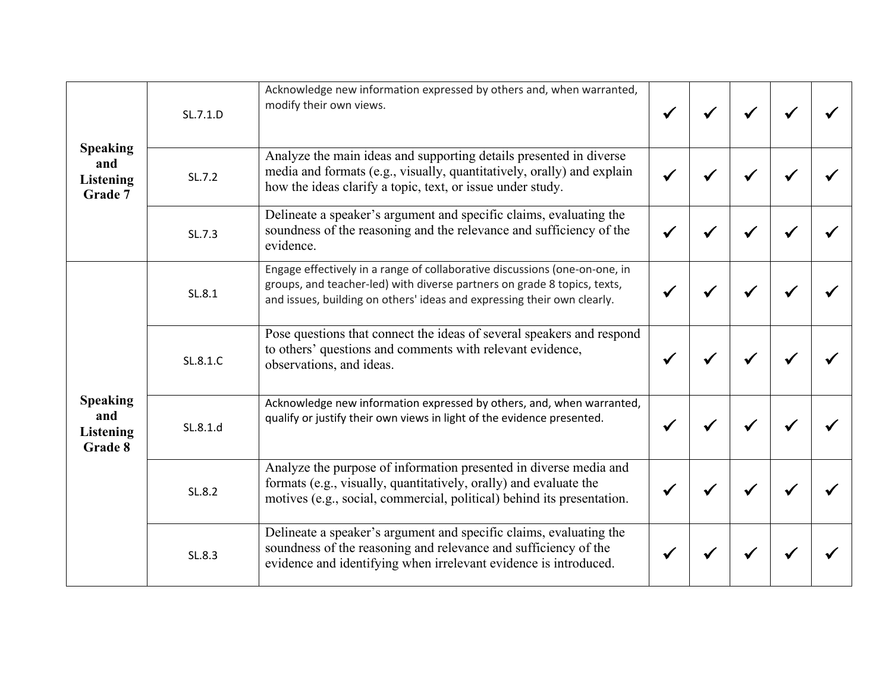| | | | | | | | |
|---|---|---|---|---|---|---|---|
| **Speaking and Listening Grade 7** | SL.7.1.D | Acknowledge new information expressed by others and, when warranted, modify their own views. | ✓ | ✓ | ✓ | ✓ | ✓ |
| | SL.7.2 | Analyze the main ideas and supporting details presented in diverse media and formats (e.g., visually, quantitatively, orally) and explain how the ideas clarify a topic, text, or issue under study. | ✓ | ✓ | ✓ | ✓ | ✓ |
| | SL.7.3 | Delineate a speaker's argument and specific claims, evaluating the soundness of the reasoning and the relevance and sufficiency of the evidence. | ✓ | ✓ | ✓ | ✓ | ✓ |
| **Speaking and Listening Grade 8** | SL.8.1 | Engage effectively in a range of collaborative discussions (one-on-one, in groups, and teacher-led) with diverse partners on grade 8 topics, texts, and issues, building on others' ideas and expressing their own clearly. | ✓ | ✓ | ✓ | ✓ | ✓ |
| | SL.8.1.C | Pose questions that connect the ideas of several speakers and respond to others' questions and comments with relevant evidence, observations, and ideas. | ✓ | ✓ | ✓ | ✓ | ✓ |
| | SL.8.1.d | Acknowledge new information expressed by others, and, when warranted, qualify or justify their own views in light of the evidence presented. | ✓ | ✓ | ✓ | ✓ | ✓ |
| | SL.8.2 | Analyze the purpose of information presented in diverse media and formats (e.g., visually, quantitatively, orally) and evaluate the motives (e.g., social, commercial, political) behind its presentation. | ✓ | ✓ | ✓ | ✓ | ✓ |
| | SL.8.3 | Delineate a speaker's argument and specific claims, evaluating the soundness of the reasoning and relevance and sufficiency of the evidence and identifying when irrelevant evidence is introduced. | ✓ | ✓ | ✓ | ✓ | ✓ |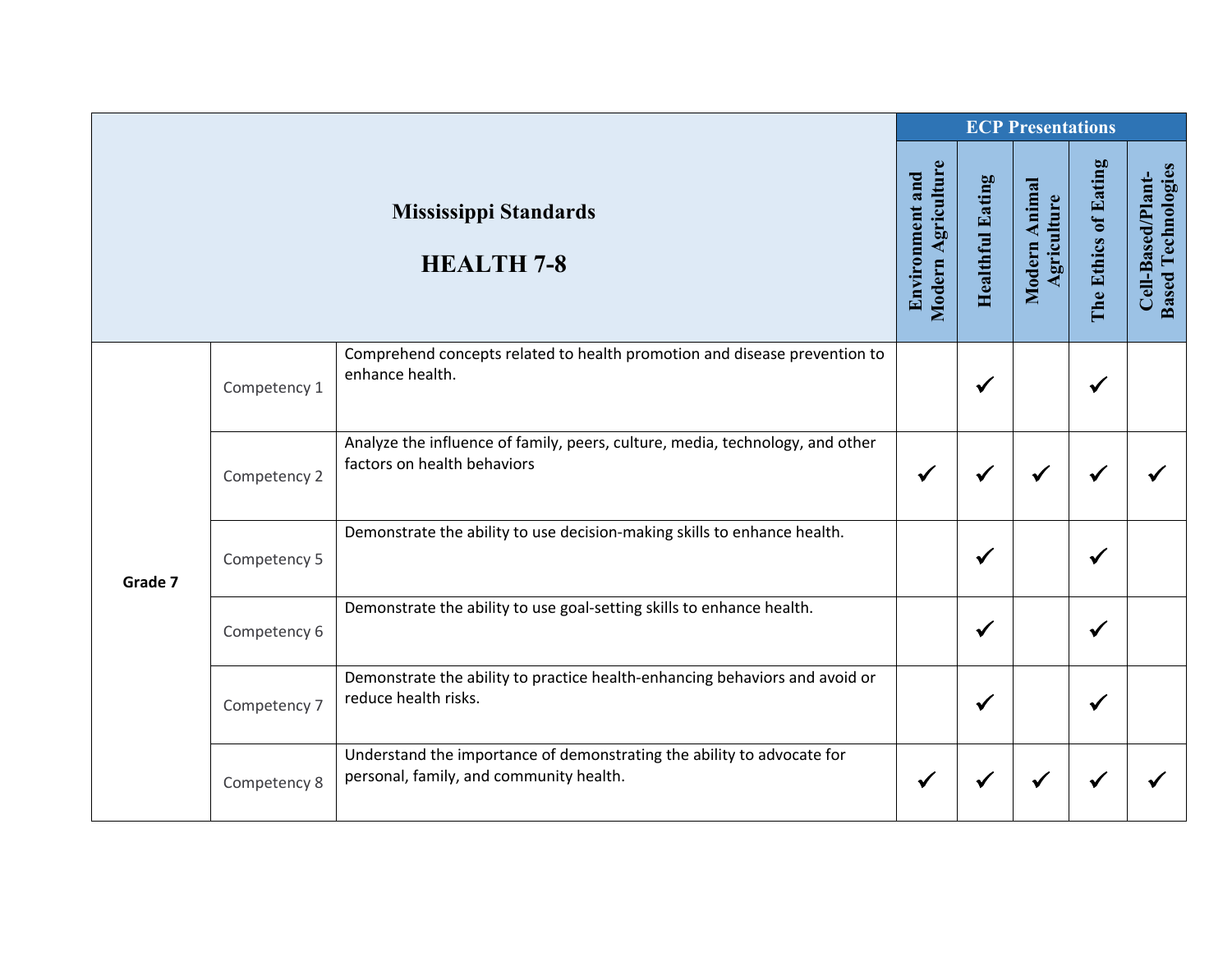| Mississippi Standards HEALTH 7-8 | | | ECP Presentations | | | | |
|---|---|---|---|---|---|---|---|
| | | | Environment and Modern Agriculture | Healthful Eating | Modern Animal Agriculture | The Ethics of Eating | Cell-Based/Plant-Based Technologies |
| Grade 7 | Competency 1 | Comprehend concepts related to health promotion and disease prevention to enhance health. | | ✓ | | ✓ | |
| | Competency 2 | Analyze the influence of family, peers, culture, media, technology, and other factors on health behaviors | ✓ | ✓ | ✓ | ✓ | ✓ |
| | Competency 5 | Demonstrate the ability to use decision-making skills to enhance health. | | ✓ | | ✓ | |
| | Competency 6 | Demonstrate the ability to use goal-setting skills to enhance health. | | ✓ | | ✓ | |
| | Competency 7 | Demonstrate the ability to practice health-enhancing behaviors and avoid or reduce health risks. | | ✓ | | ✓ | |
| | Competency 8 | Understand the importance of demonstrating the ability to advocate for personal, family, and community health. | ✓ | ✓ | ✓ | ✓ | ✓ |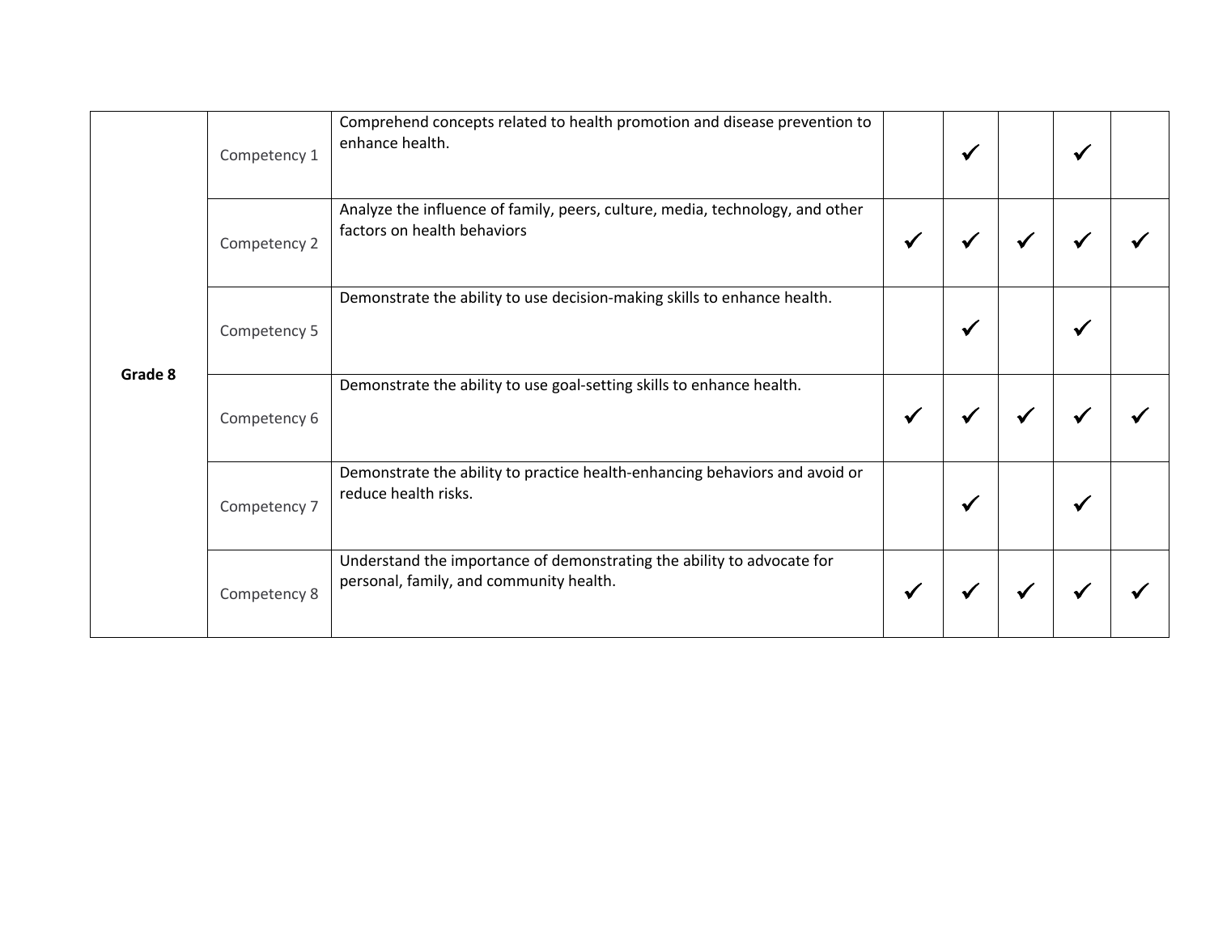| | | | | | | | |
|---|---|---|---|---|---|---|---|
| **Grade 8** | Competency 1 | Comprehend concepts related to health promotion and disease prevention to enhance health. | | ✓ | | ✓ | |
| | Competency 2 | Analyze the influence of family, peers, culture, media, technology, and other factors on health behaviors | ✓ | ✓ | ✓ | ✓ | ✓ |
| | Competency 5 | Demonstrate the ability to use decision-making skills to enhance health. | | ✓ | | ✓ | |
| | Competency 6 | Demonstrate the ability to use goal-setting skills to enhance health. | ✓ | ✓ | ✓ | ✓ | ✓ |
| | Competency 7 | Demonstrate the ability to practice health-enhancing behaviors and avoid or reduce health risks. | | ✓ | | ✓ | |
| | Competency 8 | Understand the importance of demonstrating the ability to advocate for personal, family, and community health. | ✓ | ✓ | ✓ | ✓ | ✓ |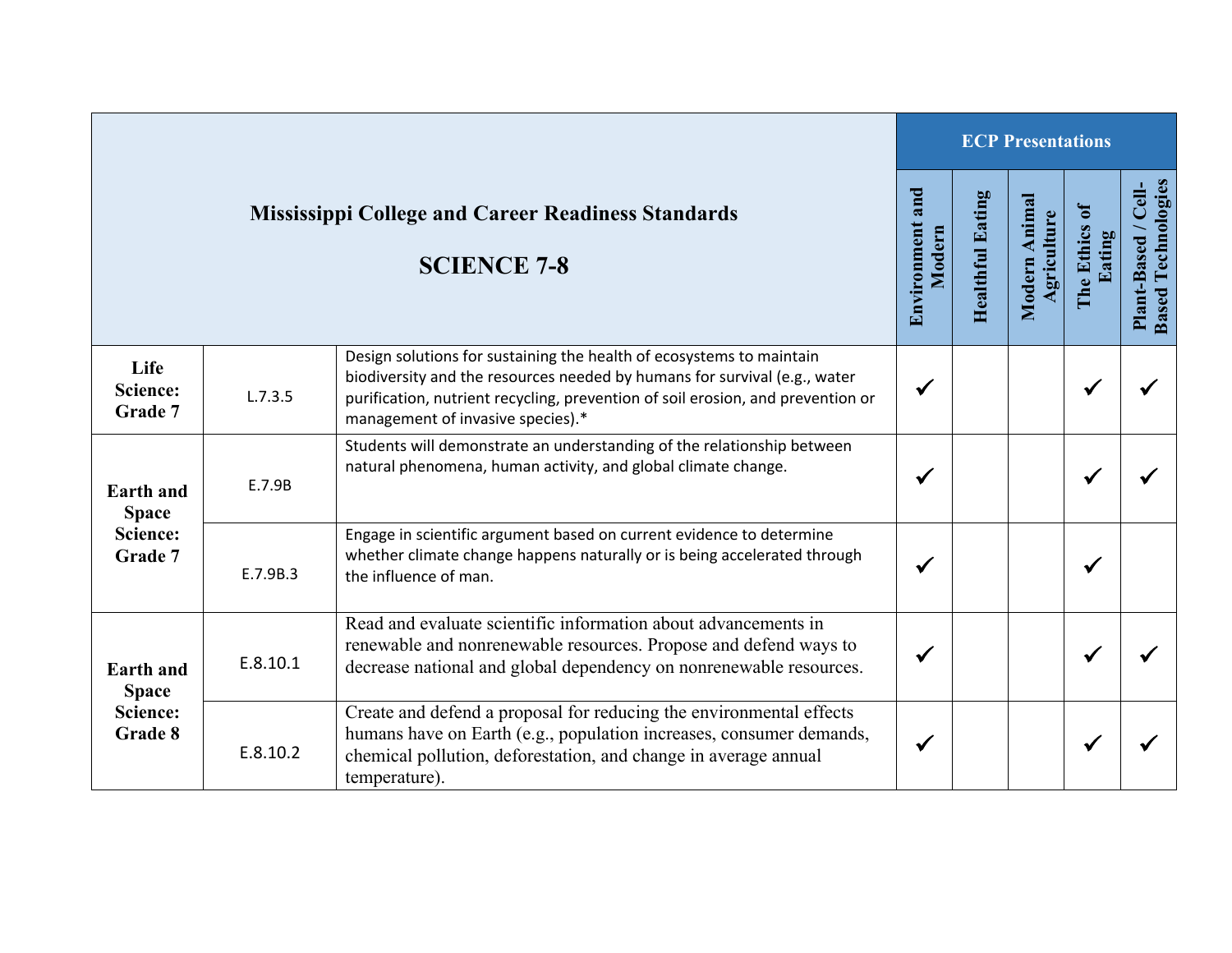| Mississippi College and Career Readiness Standards<br><br>SCIENCE 7-8 | | | ECP Presentations | | | | |
|---|---|---|---|---|---|---|---|
| | | | Environment and Modern | Healthful Eating | Modern Animal Agriculture | The Ethics of Eating | Plant-Based / Cell-Based Technologies |
| **Life Science: Grade 7** | L.7.3.5 | Design solutions for sustaining the health of ecosystems to maintain biodiversity and the resources needed by humans for survival (e.g., water purification, nutrient recycling, prevention of soil erosion, and prevention or management of invasive species).* | ✓ | | | ✓ | ✓ |
| **Earth and Space Science: Grade 7** | E.7.9B | Students will demonstrate an understanding of the relationship between natural phenomena, human activity, and global climate change. | ✓ | | | ✓ | ✓ |
| | E.7.9B.3 | Engage in scientific argument based on current evidence to determine whether climate change happens naturally or is being accelerated through the influence of man. | ✓ | | | ✓ | |
| **Earth and Space Science: Grade 8** | E.8.10.1 | Read and evaluate scientific information about advancements in renewable and nonrenewable resources. Propose and defend ways to decrease national and global dependency on nonrenewable resources. | ✓ | | | ✓ | ✓ |
| | E.8.10.2 | Create and defend a proposal for reducing the environmental effects humans have on Earth (e.g., population increases, consumer demands, chemical pollution, deforestation, and change in average annual temperature). | ✓ | | | ✓ | ✓ |